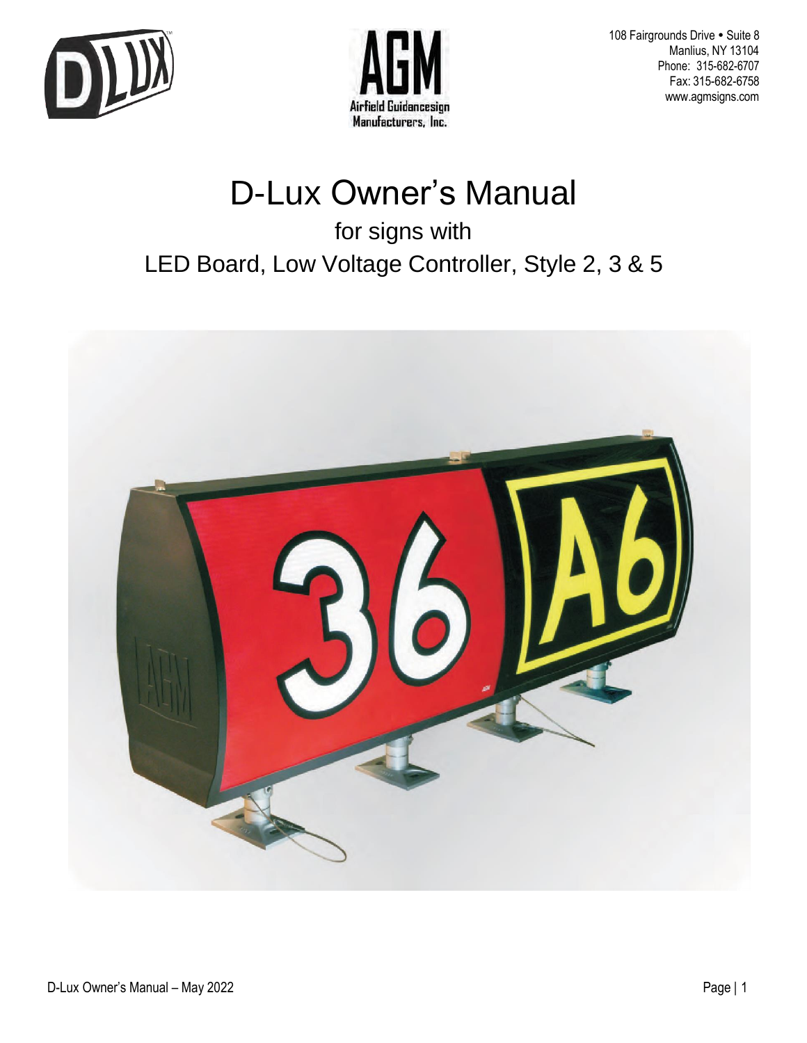108 Fairgrounds Drive • Suite 8
Manlius, NY 13104
Phone: 315-682-6707
Fax: 315-682-6758
www.agmsigns.com

# D-Lux Owner's Manual

## for signs with
## LED Board, Low Voltage Controller, Style 2, 3 & 5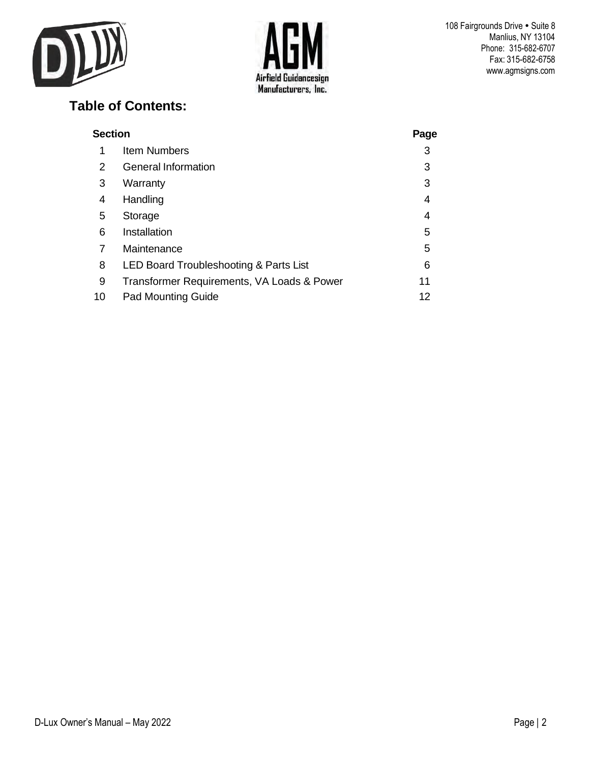108 Fairgrounds Drive • Suite 8
Manlius, NY 13104
Phone: 315-682-6707
Fax: 315-682-6758
www.agmsigns.com

## Table of Contents:

| Section | | Page |
|---|---|---|
| 1 | Item Numbers | 3 |
| 2 | General Information | 3 |
| 3 | Warranty | 3 |
| 4 | Handling | 4 |
| 5 | Storage | 4 |
| 6 | Installation | 5 |
| 7 | Maintenance | 5 |
| 8 | LED Board Troubleshooting & Parts List | 6 |
| 9 | Transformer Requirements, VA Loads & Power | 11 |
| 10 | Pad Mounting Guide | 12 |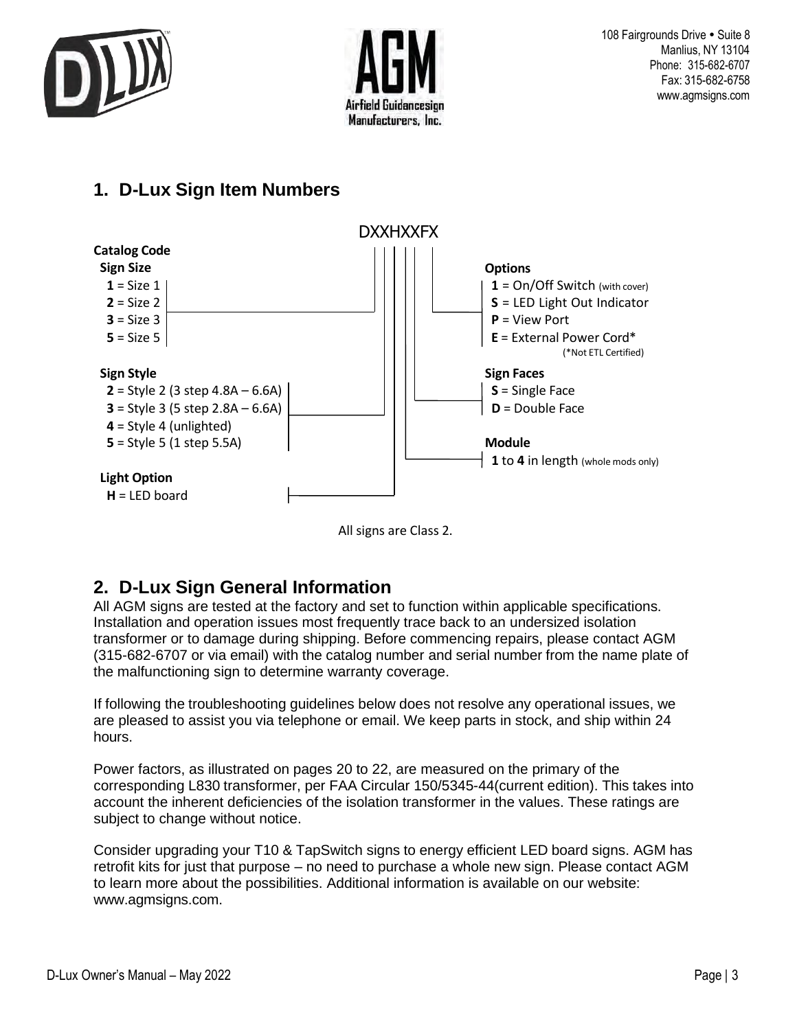108 Fairgrounds Drive • Suite 8
Manlius, NY 13104
Phone: 315-682-6707
Fax: 315-682-6758
www.agmsigns.com

## 1. D-Lux Sign Item Numbers

**DXXHXXFX**

**Catalog Code**

**Sign Size**
- **1** = Size 1
- **2** = Size 2
- **3** = Size 3
- **5** = Size 5

**Sign Style**
- **2** = Style 2 (3 step 4.8A – 6.6A)
- **3** = Style 3 (5 step 2.8A – 6.6A)
- **4** = Style 4 (unlighted)
- **5** = Style 5 (1 step 5.5A)

**Light Option**
- **H** = LED board

**Module**
- **1** to **4** in length (whole mods only)

**Sign Faces**
- **S** = Single Face
- **D** = Double Face

**Options**
- **1** = On/Off Switch (with cover)
- **S** = LED Light Out Indicator
- **P** = View Port
- **E** = External Power Cord* (*Not ETL Certified)

All signs are Class 2.

## 2. D-Lux Sign General Information

All AGM signs are tested at the factory and set to function within applicable specifications. Installation and operation issues most frequently trace back to an undersized isolation transformer or to damage during shipping. Before commencing repairs, please contact AGM (315-682-6707 or via email) with the catalog number and serial number from the name plate of the malfunctioning sign to determine warranty coverage.

If following the troubleshooting guidelines below does not resolve any operational issues, we are pleased to assist you via telephone or email. We keep parts in stock, and ship within 24 hours.

Power factors, as illustrated on pages 20 to 22, are measured on the primary of the corresponding L830 transformer, per FAA Circular 150/5345-44(current edition). This takes into account the inherent deficiencies of the isolation transformer in the values. These ratings are subject to change without notice.

Consider upgrading your T10 & TapSwitch signs to energy efficient LED board signs. AGM has retrofit kits for just that purpose – no need to purchase a whole new sign. Please contact AGM to learn more about the possibilities. Additional information is available on our website: www.agmsigns.com.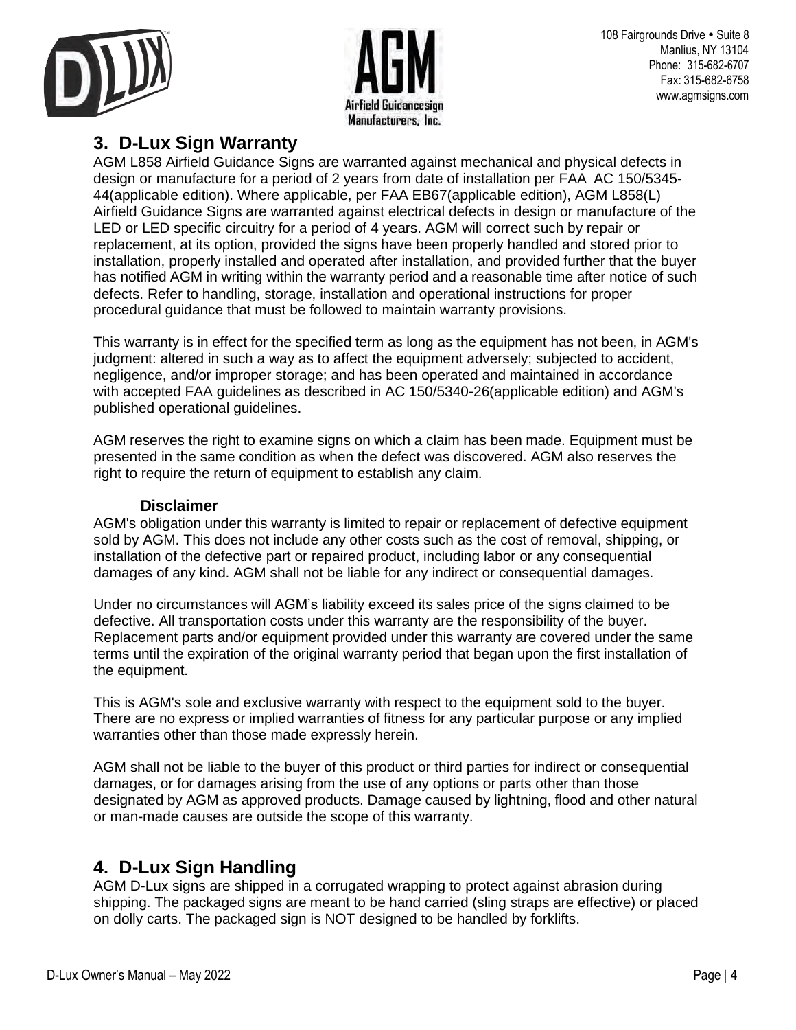## 3. D-Lux Sign Warranty

AGM L858 Airfield Guidance Signs are warranted against mechanical and physical defects in design or manufacture for a period of 2 years from date of installation per FAA AC 150/5345-44(applicable edition). Where applicable, per FAA EB67(applicable edition), AGM L858(L) Airfield Guidance Signs are warranted against electrical defects in design or manufacture of the LED or LED specific circuitry for a period of 4 years. AGM will correct such by repair or replacement, at its option, provided the signs have been properly handled and stored prior to installation, properly installed and operated after installation, and provided further that the buyer has notified AGM in writing within the warranty period and a reasonable time after notice of such defects. Refer to handling, storage, installation and operational instructions for proper procedural guidance that must be followed to maintain warranty provisions.

This warranty is in effect for the specified term as long as the equipment has not been, in AGM's judgment: altered in such a way as to affect the equipment adversely; subjected to accident, negligence, and/or improper storage; and has been operated and maintained in accordance with accepted FAA guidelines as described in AC 150/5340-26(applicable edition) and AGM's published operational guidelines.

AGM reserves the right to examine signs on which a claim has been made. Equipment must be presented in the same condition as when the defect was discovered. AGM also reserves the right to require the return of equipment to establish any claim.

### Disclaimer

AGM's obligation under this warranty is limited to repair or replacement of defective equipment sold by AGM. This does not include any other costs such as the cost of removal, shipping, or installation of the defective part or repaired product, including labor or any consequential damages of any kind. AGM shall not be liable for any indirect or consequential damages.

Under no circumstances will AGM's liability exceed its sales price of the signs claimed to be defective. All transportation costs under this warranty are the responsibility of the buyer. Replacement parts and/or equipment provided under this warranty are covered under the same terms until the expiration of the original warranty period that began upon the first installation of the equipment.

This is AGM's sole and exclusive warranty with respect to the equipment sold to the buyer. There are no express or implied warranties of fitness for any particular purpose or any implied warranties other than those made expressly herein.

AGM shall not be liable to the buyer of this product or third parties for indirect or consequential damages, or for damages arising from the use of any options or parts other than those designated by AGM as approved products. Damage caused by lightning, flood and other natural or man-made causes are outside the scope of this warranty.

## 4. D-Lux Sign Handling

AGM D-Lux signs are shipped in a corrugated wrapping to protect against abrasion during shipping. The packaged signs are meant to be hand carried (sling straps are effective) or placed on dolly carts. The packaged sign is NOT designed to be handled by forklifts.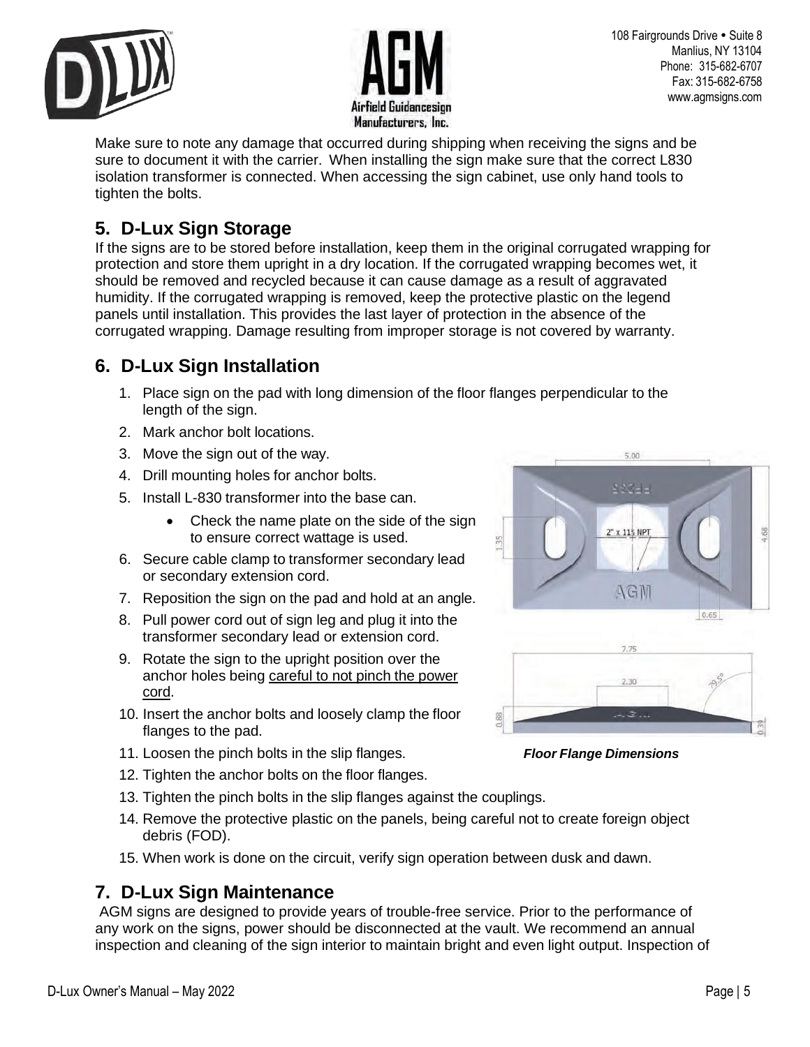Make sure to note any damage that occurred during shipping when receiving the signs and be sure to document it with the carrier. When installing the sign make sure that the correct L830 isolation transformer is connected. When accessing the sign cabinet, use only hand tools to tighten the bolts.

## 5. D-Lux Sign Storage

If the signs are to be stored before installation, keep them in the original corrugated wrapping for protection and store them upright in a dry location. If the corrugated wrapping becomes wet, it should be removed and recycled because it can cause damage as a result of aggravated humidity. If the corrugated wrapping is removed, keep the protective plastic on the legend panels until installation. This provides the last layer of protection in the absence of the corrugated wrapping. Damage resulting from improper storage is not covered by warranty.

## 6. D-Lux Sign Installation

1. Place sign on the pad with long dimension of the floor flanges perpendicular to the length of the sign.
2. Mark anchor bolt locations.
3. Move the sign out of the way.
4. Drill mounting holes for anchor bolts.
5. Install L-830 transformer into the base can.
    - Check the name plate on the side of the sign to ensure correct wattage is used.
6. Secure cable clamp to transformer secondary lead or secondary extension cord.
7. Reposition the sign on the pad and hold at an angle.
8. Pull power cord out of sign leg and plug it into the transformer secondary lead or extension cord.
9. Rotate the sign to the upright position over the anchor holes being careful to not pinch the power cord.
10. Insert the anchor bolts and loosely clamp the floor flanges to the pad.
11. Loosen the pinch bolts in the slip flanges.
12. Tighten the anchor bolts on the floor flanges.
13. Tighten the pinch bolts in the slip flanges against the couplings.
14. Remove the protective plastic on the panels, being careful not to create foreign object debris (FOD).
15. When work is done on the circuit, verify sign operation between dusk and dawn.

***Floor Flange Dimensions***

## 7. D-Lux Sign Maintenance

AGM signs are designed to provide years of trouble-free service. Prior to the performance of any work on the signs, power should be disconnected at the vault. We recommend an annual inspection and cleaning of the sign interior to maintain bright and even light output. Inspection of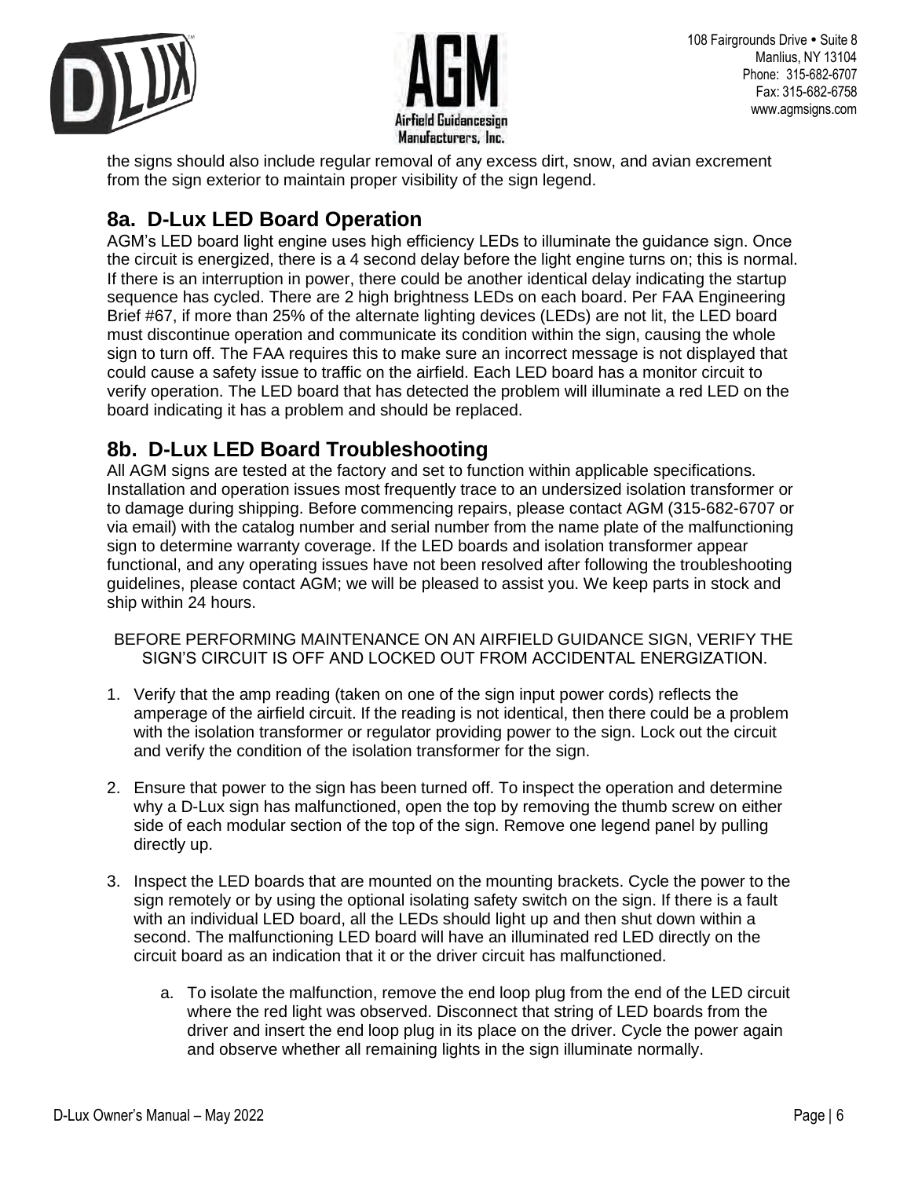the signs should also include regular removal of any excess dirt, snow, and avian excrement from the sign exterior to maintain proper visibility of the sign legend.

## 8a. D-Lux LED Board Operation

AGM's LED board light engine uses high efficiency LEDs to illuminate the guidance sign. Once the circuit is energized, there is a 4 second delay before the light engine turns on; this is normal. If there is an interruption in power, there could be another identical delay indicating the startup sequence has cycled. There are 2 high brightness LEDs on each board. Per FAA Engineering Brief #67, if more than 25% of the alternate lighting devices (LEDs) are not lit, the LED board must discontinue operation and communicate its condition within the sign, causing the whole sign to turn off. The FAA requires this to make sure an incorrect message is not displayed that could cause a safety issue to traffic on the airfield. Each LED board has a monitor circuit to verify operation. The LED board that has detected the problem will illuminate a red LED on the board indicating it has a problem and should be replaced.

## 8b. D-Lux LED Board Troubleshooting

All AGM signs are tested at the factory and set to function within applicable specifications. Installation and operation issues most frequently trace to an undersized isolation transformer or to damage during shipping. Before commencing repairs, please contact AGM (315-682-6707 or via email) with the catalog number and serial number from the name plate of the malfunctioning sign to determine warranty coverage. If the LED boards and isolation transformer appear functional, and any operating issues have not been resolved after following the troubleshooting guidelines, please contact AGM; we will be pleased to assist you. We keep parts in stock and ship within 24 hours.

BEFORE PERFORMING MAINTENANCE ON AN AIRFIELD GUIDANCE SIGN, VERIFY THE SIGN'S CIRCUIT IS OFF AND LOCKED OUT FROM ACCIDENTAL ENERGIZATION.

1. Verify that the amp reading (taken on one of the sign input power cords) reflects the amperage of the airfield circuit. If the reading is not identical, then there could be a problem with the isolation transformer or regulator providing power to the sign. Lock out the circuit and verify the condition of the isolation transformer for the sign.

2. Ensure that power to the sign has been turned off. To inspect the operation and determine why a D-Lux sign has malfunctioned, open the top by removing the thumb screw on either side of each modular section of the top of the sign. Remove one legend panel by pulling directly up.

3. Inspect the LED boards that are mounted on the mounting brackets. Cycle the power to the sign remotely or by using the optional isolating safety switch on the sign. If there is a fault with an individual LED board, all the LEDs should light up and then shut down within a second. The malfunctioning LED board will have an illuminated red LED directly on the circuit board as an indication that it or the driver circuit has malfunctioned.

    a. To isolate the malfunction, remove the end loop plug from the end of the LED circuit where the red light was observed. Disconnect that string of LED boards from the driver and insert the end loop plug in its place on the driver. Cycle the power again and observe whether all remaining lights in the sign illuminate normally.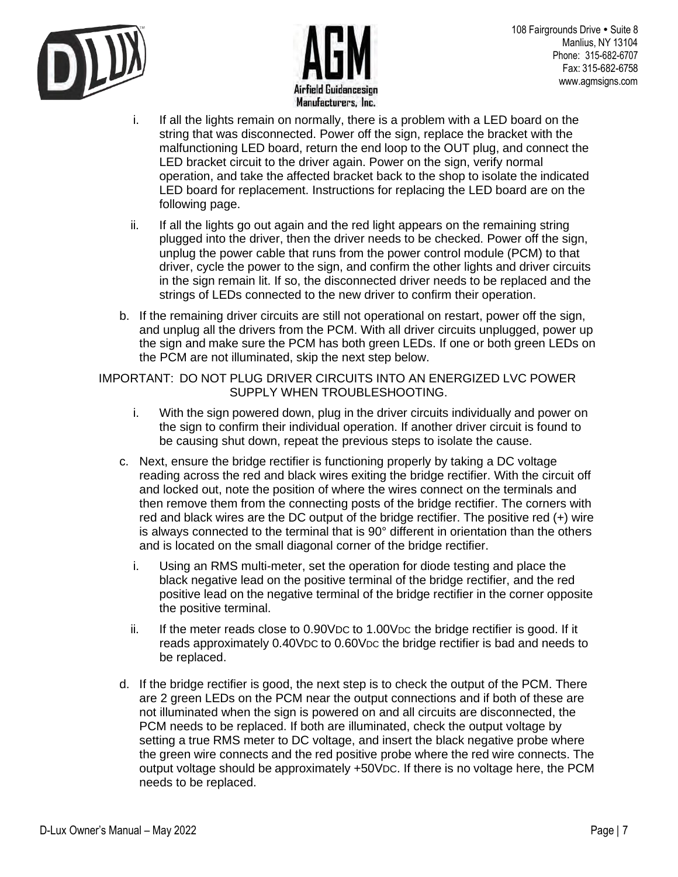i. If all the lights remain on normally, there is a problem with a LED board on the string that was disconnected. Power off the sign, replace the bracket with the malfunctioning LED board, return the end loop to the OUT plug, and connect the LED bracket circuit to the driver again. Power on the sign, verify normal operation, and take the affected bracket back to the shop to isolate the indicated LED board for replacement. Instructions for replacing the LED board are on the following page.

ii. If all the lights go out again and the red light appears on the remaining string plugged into the driver, then the driver needs to be checked. Power off the sign, unplug the power cable that runs from the power control module (PCM) to that driver, cycle the power to the sign, and confirm the other lights and driver circuits in the sign remain lit. If so, the disconnected driver needs to be replaced and the strings of LEDs connected to the new driver to confirm their operation.

b. If the remaining driver circuits are still not operational on restart, power off the sign, and unplug all the drivers from the PCM. With all driver circuits unplugged, power up the sign and make sure the PCM has both green LEDs. If one or both green LEDs on the PCM are not illuminated, skip the next step below.

IMPORTANT: DO NOT PLUG DRIVER CIRCUITS INTO AN ENERGIZED LVC POWER SUPPLY WHEN TROUBLESHOOTING.

i. With the sign powered down, plug in the driver circuits individually and power on the sign to confirm their individual operation. If another driver circuit is found to be causing shut down, repeat the previous steps to isolate the cause.

c. Next, ensure the bridge rectifier is functioning properly by taking a DC voltage reading across the red and black wires exiting the bridge rectifier. With the circuit off and locked out, note the position of where the wires connect on the terminals and then remove them from the connecting posts of the bridge rectifier. The corners with red and black wires are the DC output of the bridge rectifier. The positive red (+) wire is always connected to the terminal that is 90° different in orientation than the others and is located on the small diagonal corner of the bridge rectifier.

i. Using an RMS multi-meter, set the operation for diode testing and place the black negative lead on the positive terminal of the bridge rectifier, and the red positive lead on the negative terminal of the bridge rectifier in the corner opposite the positive terminal.

ii. If the meter reads close to 0.90$V_{DC}$ to 1.00$V_{DC}$ the bridge rectifier is good. If it reads approximately 0.40$V_{DC}$ to 0.60$V_{DC}$ the bridge rectifier is bad and needs to be replaced.

d. If the bridge rectifier is good, the next step is to check the output of the PCM. There are 2 green LEDs on the PCM near the output connections and if both of these are not illuminated when the sign is powered on and all circuits are disconnected, the PCM needs to be replaced. If both are illuminated, check the output voltage by setting a true RMS meter to DC voltage, and insert the black negative probe where the green wire connects and the red positive probe where the red wire connects. The output voltage should be approximately +50$V_{DC}$. If there is no voltage here, the PCM needs to be replaced.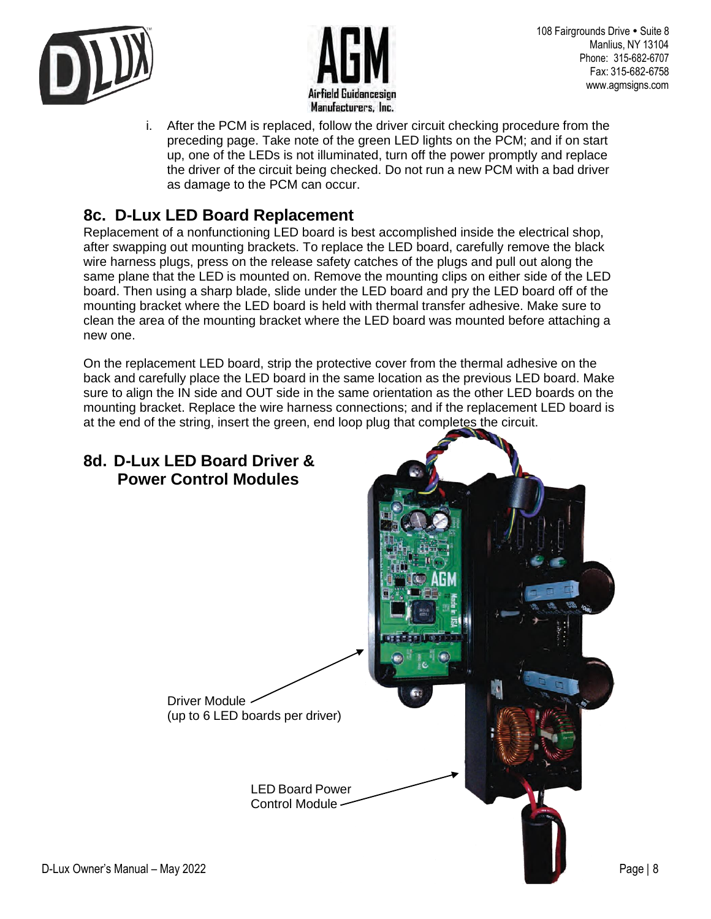i. After the PCM is replaced, follow the driver circuit checking procedure from the preceding page. Take note of the green LED lights on the PCM; and if on start up, one of the LEDs is not illuminated, turn off the power promptly and replace the driver of the circuit being checked. Do not run a new PCM with a bad driver as damage to the PCM can occur.

## 8c. D-Lux LED Board Replacement

Replacement of a nonfunctioning LED board is best accomplished inside the electrical shop, after swapping out mounting brackets. To replace the LED board, carefully remove the black wire harness plugs, press on the release safety catches of the plugs and pull out along the same plane that the LED is mounted on. Remove the mounting clips on either side of the LED board. Then using a sharp blade, slide under the LED board and pry the LED board off of the mounting bracket where the LED board is held with thermal transfer adhesive. Make sure to clean the area of the mounting bracket where the LED board was mounted before attaching a new one.

On the replacement LED board, strip the protective cover from the thermal adhesive on the back and carefully place the LED board in the same location as the previous LED board. Make sure to align the IN side and OUT side in the same orientation as the other LED boards on the mounting bracket. Replace the wire harness connections; and if the replacement LED board is at the end of the string, insert the green, end loop plug that completes the circuit.

## 8d. D-Lux LED Board Driver & Power Control Modules

Driver Module
(up to 6 LED boards per driver)

LED Board Power Control Module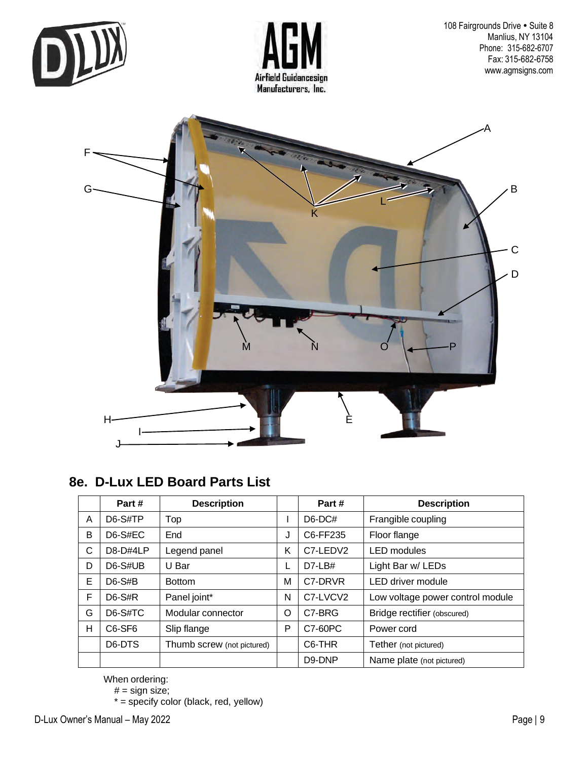## 8e. D-Lux LED Board Parts List

| | Part # | Description | | Part # | Description |
|---|---|---|---|---|---|
| A | D6-S#TP | Top | I | D6-DC# | Frangible coupling |
| B | D6-S#EC | End | J | C6-FF235 | Floor flange |
| C | D8-D#4LP | Legend panel | K | C7-LEDV2 | LED modules |
| D | D6-S#UB | U Bar | L | D7-LB# | Light Bar w/ LEDs |
| E | D6-S#B | Bottom | M | C7-DRVR | LED driver module |
| F | D6-S#R | Panel joint* | N | C7-LVCV2 | Low voltage power control module |
| G | D6-S#TC | Modular connector | O | C7-BRG | Bridge rectifier (obscured) |
| H | C6-SF6 | Slip flange | P | C7-60PC | Power cord |
| | D6-DTS | Thumb screw (not pictured) | | C6-THR | Tether (not pictured) |
| | | | | D9-DNP | Name plate (not pictured) |

When ordering:
# = sign size;
* = specify color (black, red, yellow)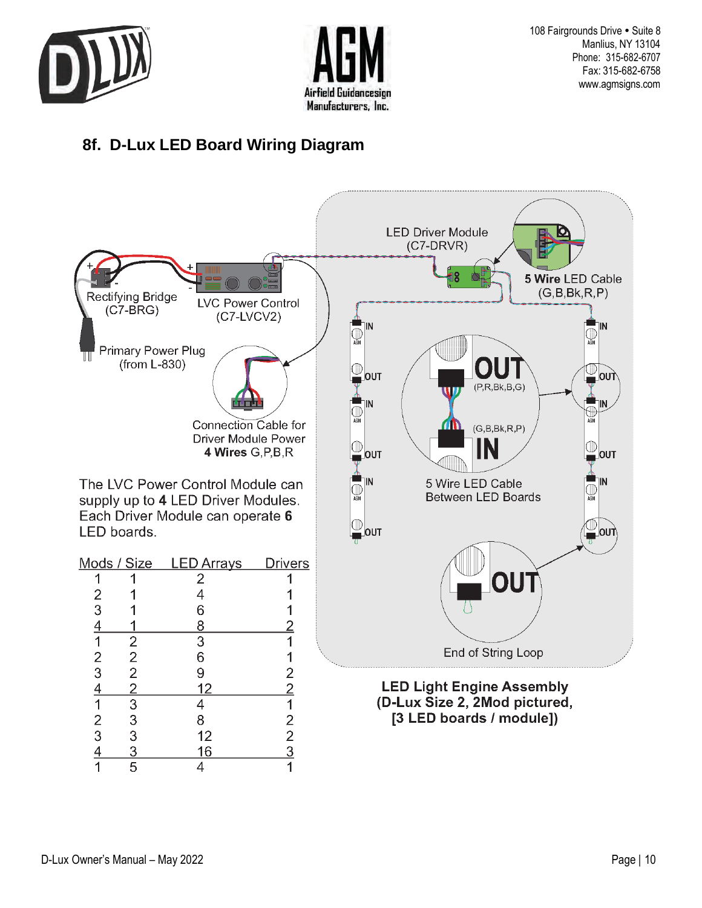## 8f. D-Lux LED Board Wiring Diagram

Rectifying Bridge (C7-BRG)

LVC Power Control (C7-LVCV2)

Primary Power Plug (from L-830)

Connection Cable for Driver Module Power **4 Wires** G,P,B,R

LED Driver Module (C7-DRVR)

**5 Wire** LED Cable (G,B,Bk,R,P)

OUT (P,R,Bk,B,G)

IN (G,B,Bk,R,P)

5 Wire LED Cable Between LED Boards

End of String Loop

The LVC Power Control Module can supply up to **4** LED Driver Modules. Each Driver Module can operate **6** LED boards.

| Mods | Size | LED Arrays | Drivers |
|---|---|---|---|
| 1 | 1 | 2 | 1 |
| 2 | 1 | 4 | 1 |
| 3 | 1 | 6 | 1 |
| 4 | 1 | 8 | 2 |
| 1 | 2 | 3 | 1 |
| 2 | 2 | 6 | 1 |
| 3 | 2 | 9 | 2 |
| 4 | 2 | 12 | 2 |
| 1 | 3 | 4 | 1 |
| 2 | 3 | 8 | 2 |
| 3 | 3 | 12 | 2 |
| 4 | 3 | 16 | 3 |
| 1 | 5 | 4 | 1 |

**LED Light Engine Assembly (D-Lux Size 2, 2Mod pictured, [3 LED boards / module])**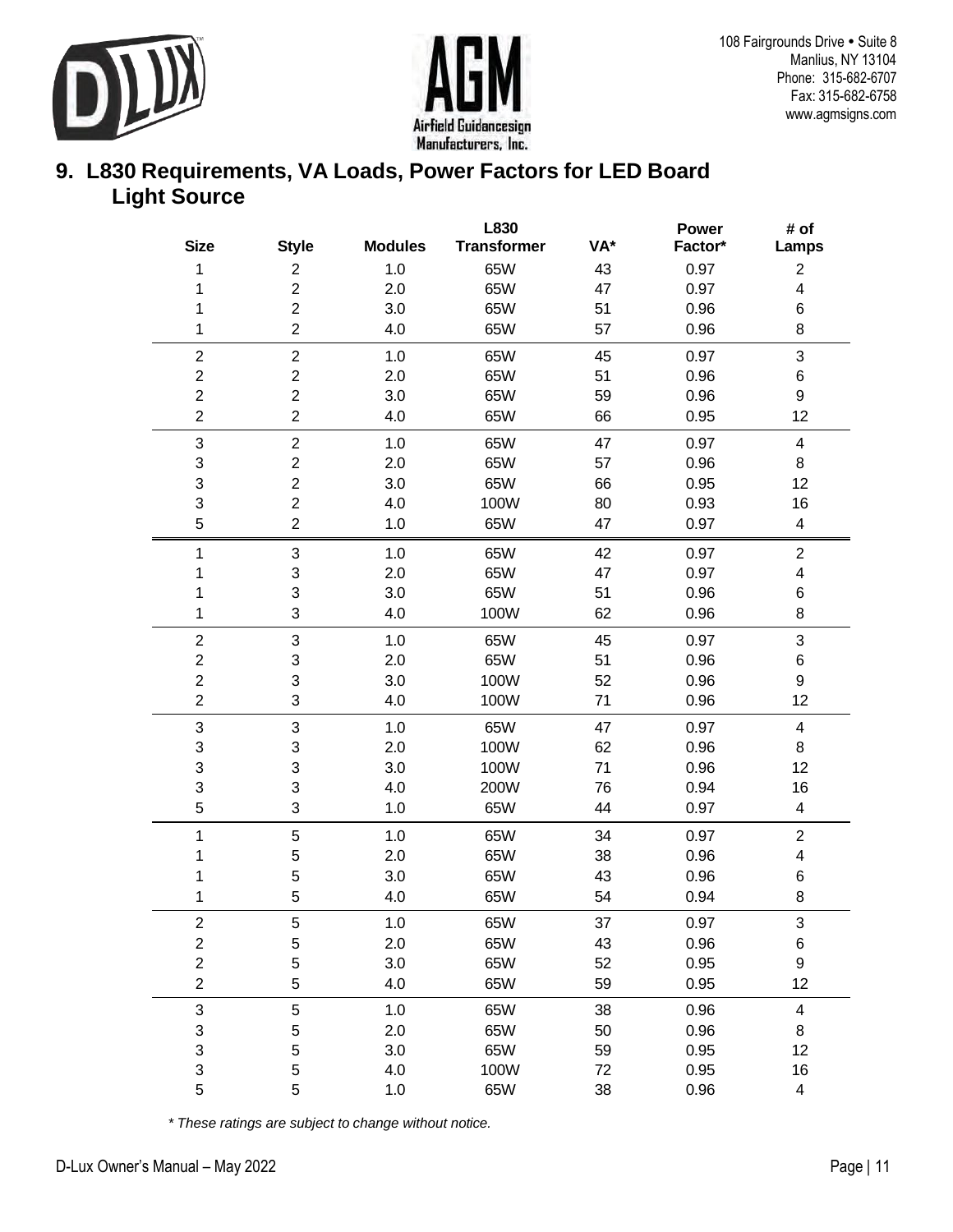108 Fairgrounds Drive • Suite 8
Manlius, NY 13104
Phone: 315-682-6707
Fax: 315-682-6758
www.agmsigns.com

## 9. L830 Requirements, VA Loads, Power Factors for LED Board Light Source

| Size | Style | Modules | L830 Transformer | VA* | Power Factor* | # of Lamps |
|---|---|---|---|---|---|---|
| 1 | 2 | 1.0 | 65W | 43 | 0.97 | 2 |
| 1 | 2 | 2.0 | 65W | 47 | 0.97 | 4 |
| 1 | 2 | 3.0 | 65W | 51 | 0.96 | 6 |
| 1 | 2 | 4.0 | 65W | 57 | 0.96 | 8 |
| 2 | 2 | 1.0 | 65W | 45 | 0.97 | 3 |
| 2 | 2 | 2.0 | 65W | 51 | 0.96 | 6 |
| 2 | 2 | 3.0 | 65W | 59 | 0.96 | 9 |
| 2 | 2 | 4.0 | 65W | 66 | 0.95 | 12 |
| 3 | 2 | 1.0 | 65W | 47 | 0.97 | 4 |
| 3 | 2 | 2.0 | 65W | 57 | 0.96 | 8 |
| 3 | 2 | 3.0 | 65W | 66 | 0.95 | 12 |
| 3 | 2 | 4.0 | 100W | 80 | 0.93 | 16 |
| 5 | 2 | 1.0 | 65W | 47 | 0.97 | 4 |
| 1 | 3 | 1.0 | 65W | 42 | 0.97 | 2 |
| 1 | 3 | 2.0 | 65W | 47 | 0.97 | 4 |
| 1 | 3 | 3.0 | 65W | 51 | 0.96 | 6 |
| 1 | 3 | 4.0 | 100W | 62 | 0.96 | 8 |
| 2 | 3 | 1.0 | 65W | 45 | 0.97 | 3 |
| 2 | 3 | 2.0 | 65W | 51 | 0.96 | 6 |
| 2 | 3 | 3.0 | 100W | 52 | 0.96 | 9 |
| 2 | 3 | 4.0 | 100W | 71 | 0.96 | 12 |
| 3 | 3 | 1.0 | 65W | 47 | 0.97 | 4 |
| 3 | 3 | 2.0 | 100W | 62 | 0.96 | 8 |
| 3 | 3 | 3.0 | 100W | 71 | 0.96 | 12 |
| 3 | 3 | 4.0 | 200W | 76 | 0.94 | 16 |
| 5 | 3 | 1.0 | 65W | 44 | 0.97 | 4 |
| 1 | 5 | 1.0 | 65W | 34 | 0.97 | 2 |
| 1 | 5 | 2.0 | 65W | 38 | 0.96 | 4 |
| 1 | 5 | 3.0 | 65W | 43 | 0.96 | 6 |
| 1 | 5 | 4.0 | 65W | 54 | 0.94 | 8 |
| 2 | 5 | 1.0 | 65W | 37 | 0.97 | 3 |
| 2 | 5 | 2.0 | 65W | 43 | 0.96 | 6 |
| 2 | 5 | 3.0 | 65W | 52 | 0.95 | 9 |
| 2 | 5 | 4.0 | 65W | 59 | 0.95 | 12 |
| 3 | 5 | 1.0 | 65W | 38 | 0.96 | 4 |
| 3 | 5 | 2.0 | 65W | 50 | 0.96 | 8 |
| 3 | 5 | 3.0 | 65W | 59 | 0.95 | 12 |
| 3 | 5 | 4.0 | 100W | 72 | 0.95 | 16 |
| 5 | 5 | 1.0 | 65W | 38 | 0.96 | 4 |

*\* These ratings are subject to change without notice.*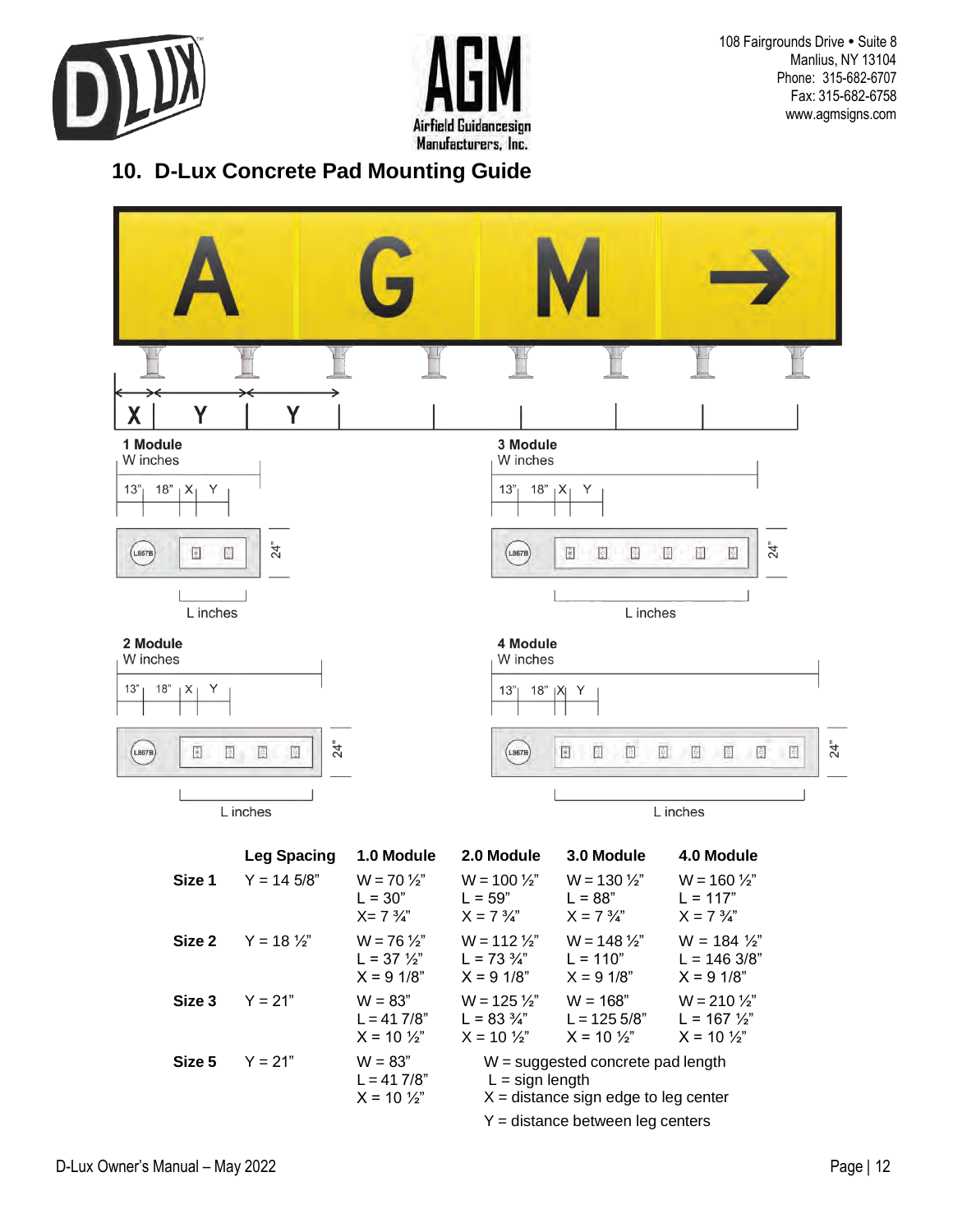108 Fairgrounds Drive • Suite 8
Manlius, NY 13104
Phone: 315-682-6707
Fax: 315-682-6758
www.agmsigns.com

## 10. D-Lux Concrete Pad Mounting Guide

A G M →

X Y Y

1 Module
W inches
13" 18" X Y
24"
L inches

3 Module
W inches
13" 18" X Y
24"
L inches

2 Module
W inches
13" 18" X Y
24"
L inches

4 Module
W inches
13" 18" X Y
24"
L inches

| | Leg Spacing | 1.0 Module | 2.0 Module | 3.0 Module | 4.0 Module |
|---|---|---|---|---|---|
| **Size 1** | Y = 14 5/8" | W = 70 ½"<br>L = 30"<br>X= 7 ¾" | W = 100 ½"<br>L = 59"<br>X = 7 ¾" | W = 130 ½"<br>L = 88"<br>X = 7 ¾" | W = 160 ½"<br>L = 117"<br>X = 7 ¾" |
| **Size 2** | Y = 18 ½" | W = 76 ½"<br>L = 37 ½"<br>X = 9 1/8" | W = 112 ½"<br>L = 73 ¾"<br>X = 9 1/8" | W = 148 ½"<br>L = 110"<br>X = 9 1/8" | W = 184 ½"<br>L = 146 3/8"<br>X = 9 1/8" |
| **Size 3** | Y = 21" | W = 83"<br>L = 41 7/8"<br>X = 10 ½" | W = 125 ½"<br>L = 83 ¾"<br>X = 10 ½" | W = 168"<br>L = 125 5/8"<br>X = 10 ½" | W = 210 ½"<br>L = 167 ½"<br>X = 10 ½" |
| **Size 5** | Y = 21" | W = 83"<br>L = 41 7/8"<br>X = 10 ½" | | | |

W = suggested concrete pad length
L = sign length
X = distance sign edge to leg center
Y = distance between leg centers